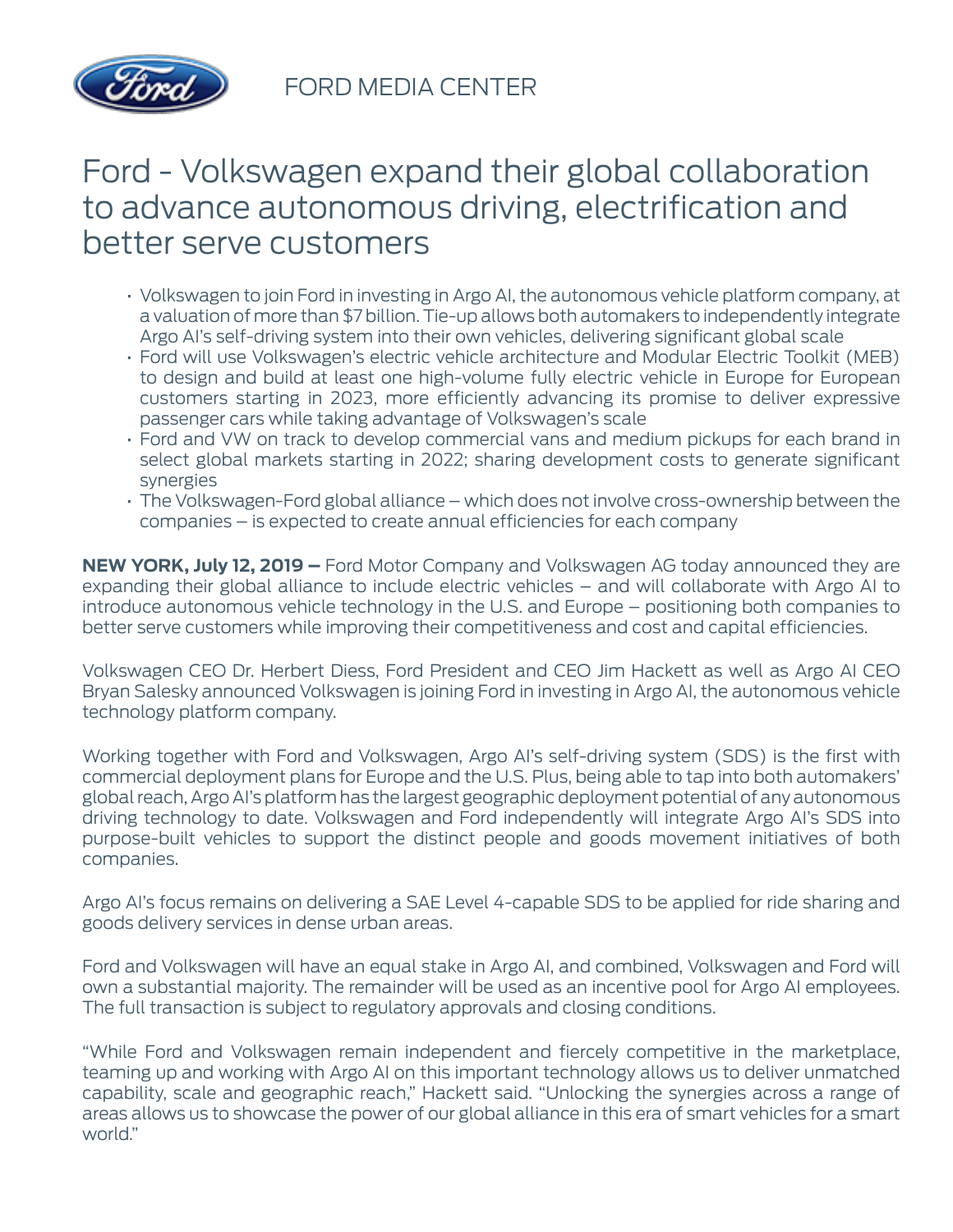FORD MEDIA CENTER

# Ford - Volkswagen expand their global collaboration to advance autonomous driving, electrification and better serve customers

- Volkswagen to join Ford in investing in Argo AI, the autonomous vehicle platform company, at a valuation of more than $7 billion. Tie-up allows both automakers to independently integrate Argo AI's self-driving system into their own vehicles, delivering significant global scale
- Ford will use Volkswagen's electric vehicle architecture and Modular Electric Toolkit (MEB) to design and build at least one high-volume fully electric vehicle in Europe for European customers starting in 2023, more efficiently advancing its promise to deliver expressive passenger cars while taking advantage of Volkswagen's scale
- Ford and VW on track to develop commercial vans and medium pickups for each brand in select global markets starting in 2022; sharing development costs to generate significant synergies
- The Volkswagen-Ford global alliance – which does not involve cross-ownership between the companies – is expected to create annual efficiencies for each company

**NEW YORK, July 12, 2019 –** Ford Motor Company and Volkswagen AG today announced they are expanding their global alliance to include electric vehicles – and will collaborate with Argo AI to introduce autonomous vehicle technology in the U.S. and Europe – positioning both companies to better serve customers while improving their competitiveness and cost and capital efficiencies.

Volkswagen CEO Dr. Herbert Diess, Ford President and CEO Jim Hackett as well as Argo AI CEO Bryan Salesky announced Volkswagen is joining Ford in investing in Argo AI, the autonomous vehicle technology platform company.

Working together with Ford and Volkswagen, Argo AI's self-driving system (SDS) is the first with commercial deployment plans for Europe and the U.S. Plus, being able to tap into both automakers' global reach, Argo AI's platform has the largest geographic deployment potential of any autonomous driving technology to date. Volkswagen and Ford independently will integrate Argo AI's SDS into purpose-built vehicles to support the distinct people and goods movement initiatives of both companies.

Argo AI's focus remains on delivering a SAE Level 4-capable SDS to be applied for ride sharing and goods delivery services in dense urban areas.

Ford and Volkswagen will have an equal stake in Argo AI, and combined, Volkswagen and Ford will own a substantial majority. The remainder will be used as an incentive pool for Argo AI employees. The full transaction is subject to regulatory approvals and closing conditions.

"While Ford and Volkswagen remain independent and fiercely competitive in the marketplace, teaming up and working with Argo AI on this important technology allows us to deliver unmatched capability, scale and geographic reach," Hackett said. "Unlocking the synergies across a range of areas allows us to showcase the power of our global alliance in this era of smart vehicles for a smart world."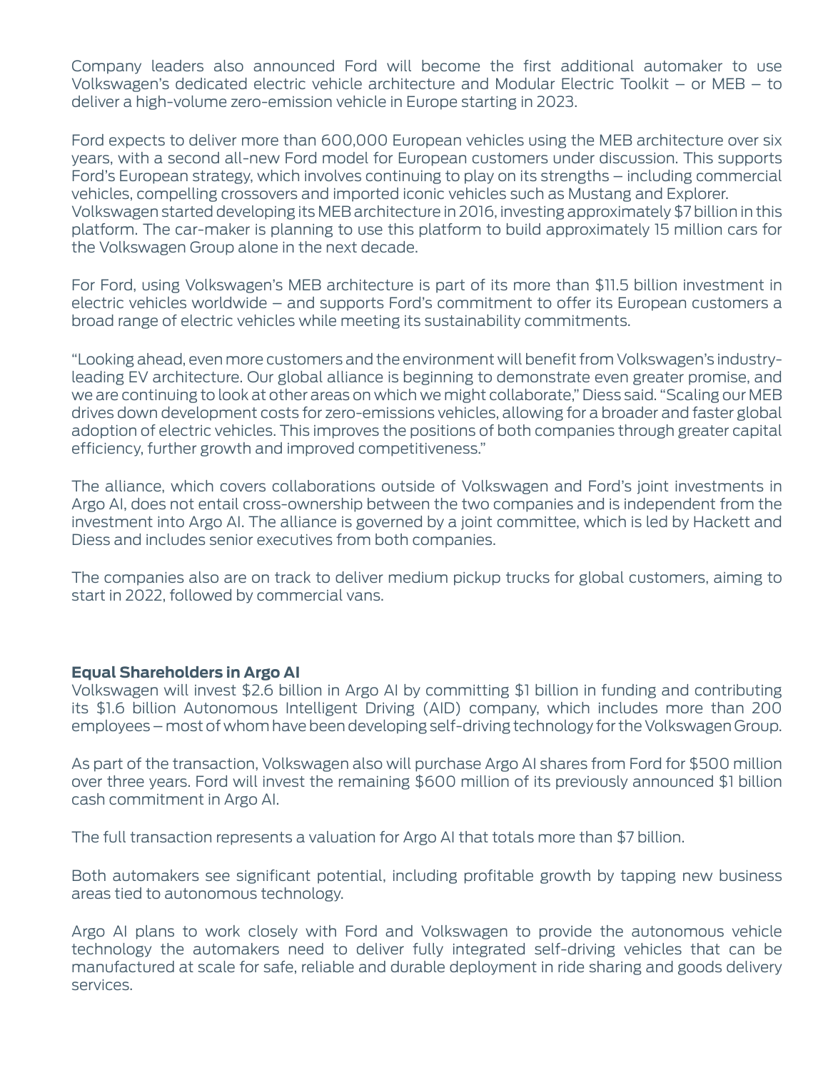Company leaders also announced Ford will become the first additional automaker to use Volkswagen's dedicated electric vehicle architecture and Modular Electric Toolkit – or MEB – to deliver a high-volume zero-emission vehicle in Europe starting in 2023.

Ford expects to deliver more than 600,000 European vehicles using the MEB architecture over six years, with a second all-new Ford model for European customers under discussion. This supports Ford's European strategy, which involves continuing to play on its strengths – including commercial vehicles, compelling crossovers and imported iconic vehicles such as Mustang and Explorer.
Volkswagen started developing its MEB architecture in 2016, investing approximately $7 billion in this platform. The car-maker is planning to use this platform to build approximately 15 million cars for the Volkswagen Group alone in the next decade.

For Ford, using Volkswagen's MEB architecture is part of its more than $11.5 billion investment in electric vehicles worldwide – and supports Ford's commitment to offer its European customers a broad range of electric vehicles while meeting its sustainability commitments.

"Looking ahead, even more customers and the environment will benefit from Volkswagen's industry-leading EV architecture. Our global alliance is beginning to demonstrate even greater promise, and we are continuing to look at other areas on which we might collaborate," Diess said. "Scaling our MEB drives down development costs for zero-emissions vehicles, allowing for a broader and faster global adoption of electric vehicles. This improves the positions of both companies through greater capital efficiency, further growth and improved competitiveness."

The alliance, which covers collaborations outside of Volkswagen and Ford's joint investments in Argo AI, does not entail cross-ownership between the two companies and is independent from the investment into Argo AI. The alliance is governed by a joint committee, which is led by Hackett and Diess and includes senior executives from both companies.

The companies also are on track to deliver medium pickup trucks for global customers, aiming to start in 2022, followed by commercial vans.

**Equal Shareholders in Argo AI**

Volkswagen will invest $2.6 billion in Argo AI by committing $1 billion in funding and contributing its $1.6 billion Autonomous Intelligent Driving (AID) company, which includes more than 200 employees – most of whom have been developing self-driving technology for the Volkswagen Group.

As part of the transaction, Volkswagen also will purchase Argo AI shares from Ford for $500 million over three years. Ford will invest the remaining $600 million of its previously announced $1 billion cash commitment in Argo AI.

The full transaction represents a valuation for Argo AI that totals more than $7 billion.

Both automakers see significant potential, including profitable growth by tapping new business areas tied to autonomous technology.

Argo AI plans to work closely with Ford and Volkswagen to provide the autonomous vehicle technology the automakers need to deliver fully integrated self-driving vehicles that can be manufactured at scale for safe, reliable and durable deployment in ride sharing and goods delivery services.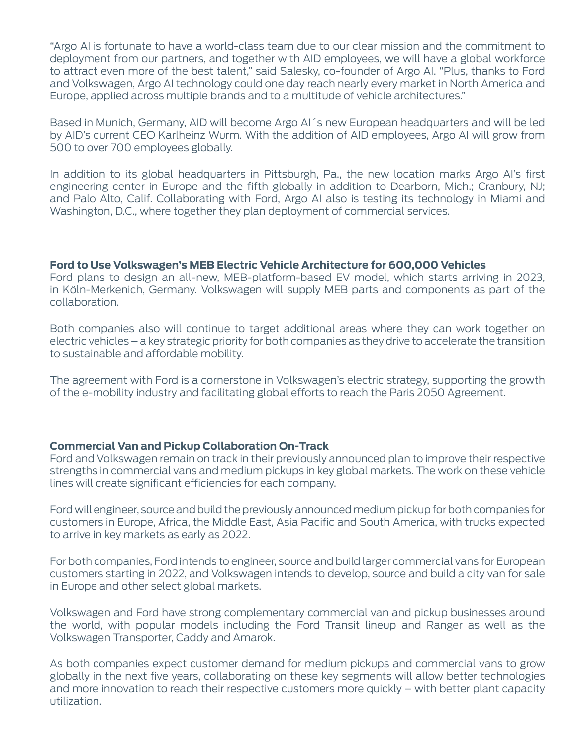"Argo AI is fortunate to have a world-class team due to our clear mission and the commitment to deployment from our partners, and together with AID employees, we will have a global workforce to attract even more of the best talent," said Salesky, co-founder of Argo AI. "Plus, thanks to Ford and Volkswagen, Argo AI technology could one day reach nearly every market in North America and Europe, applied across multiple brands and to a multitude of vehicle architectures."

Based in Munich, Germany, AID will become Argo AI´s new European headquarters and will be led by AID's current CEO Karlheinz Wurm. With the addition of AID employees, Argo AI will grow from 500 to over 700 employees globally.

In addition to its global headquarters in Pittsburgh, Pa., the new location marks Argo AI's first engineering center in Europe and the fifth globally in addition to Dearborn, Mich.; Cranbury, NJ; and Palo Alto, Calif. Collaborating with Ford, Argo AI also is testing its technology in Miami and Washington, D.C., where together they plan deployment of commercial services.

**Ford to Use Volkswagen's MEB Electric Vehicle Architecture for 600,000 Vehicles**

Ford plans to design an all-new, MEB-platform-based EV model, which starts arriving in 2023, in Köln-Merkenich, Germany. Volkswagen will supply MEB parts and components as part of the collaboration.

Both companies also will continue to target additional areas where they can work together on electric vehicles – a key strategic priority for both companies as they drive to accelerate the transition to sustainable and affordable mobility.

The agreement with Ford is a cornerstone in Volkswagen's electric strategy, supporting the growth of the e-mobility industry and facilitating global efforts to reach the Paris 2050 Agreement.

**Commercial Van and Pickup Collaboration On-Track**

Ford and Volkswagen remain on track in their previously announced plan to improve their respective strengths in commercial vans and medium pickups in key global markets. The work on these vehicle lines will create significant efficiencies for each company.

Ford will engineer, source and build the previously announced medium pickup for both companies for customers in Europe, Africa, the Middle East, Asia Pacific and South America, with trucks expected to arrive in key markets as early as 2022.

For both companies, Ford intends to engineer, source and build larger commercial vans for European customers starting in 2022, and Volkswagen intends to develop, source and build a city van for sale in Europe and other select global markets.

Volkswagen and Ford have strong complementary commercial van and pickup businesses around the world, with popular models including the Ford Transit lineup and Ranger as well as the Volkswagen Transporter, Caddy and Amarok.

As both companies expect customer demand for medium pickups and commercial vans to grow globally in the next five years, collaborating on these key segments will allow better technologies and more innovation to reach their respective customers more quickly – with better plant capacity utilization.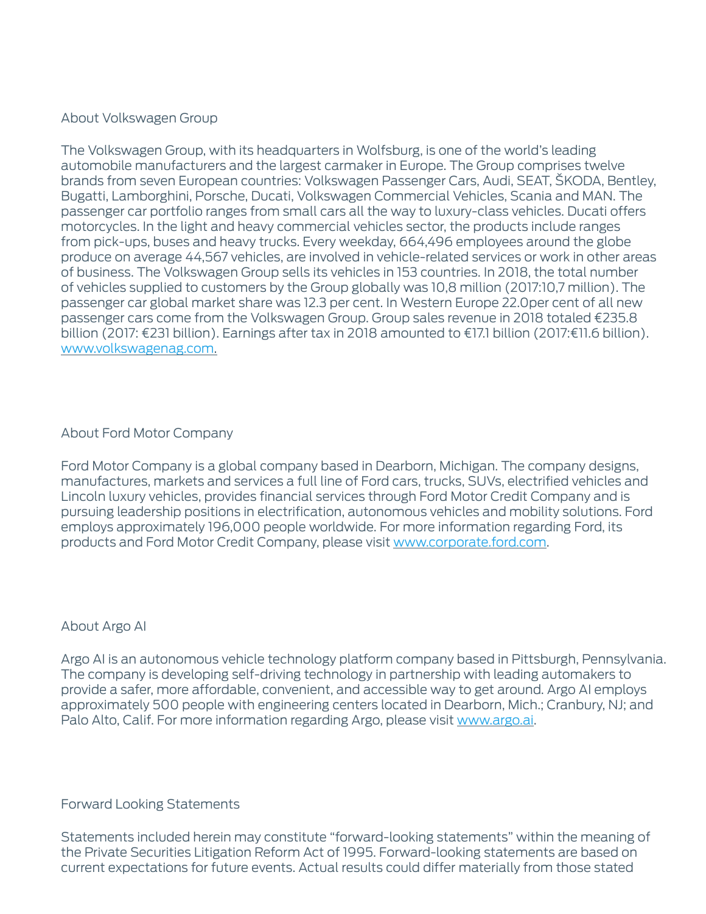## About Volkswagen Group

The Volkswagen Group, with its headquarters in Wolfsburg, is one of the world's leading automobile manufacturers and the largest carmaker in Europe. The Group comprises twelve brands from seven European countries: Volkswagen Passenger Cars, Audi, SEAT, ŠKODA, Bentley, Bugatti, Lamborghini, Porsche, Ducati, Volkswagen Commercial Vehicles, Scania and MAN. The passenger car portfolio ranges from small cars all the way to luxury-class vehicles. Ducati offers motorcycles. In the light and heavy commercial vehicles sector, the products include ranges from pick-ups, buses and heavy trucks. Every weekday, 664,496 employees around the globe produce on average 44,567 vehicles, are involved in vehicle-related services or work in other areas of business. The Volkswagen Group sells its vehicles in 153 countries. In 2018, the total number of vehicles supplied to customers by the Group globally was 10,8 million (2017:10,7 million). The passenger car global market share was 12.3 per cent. In Western Europe 22.0per cent of all new passenger cars come from the Volkswagen Group. Group sales revenue in 2018 totaled €235.8 billion (2017: €231 billion). Earnings after tax in 2018 amounted to €17.1 billion (2017:€11.6 billion). [www.volkswagenag.com.](http://www.volkswagenag.com)

## About Ford Motor Company

Ford Motor Company is a global company based in Dearborn, Michigan. The company designs, manufactures, markets and services a full line of Ford cars, trucks, SUVs, electrified vehicles and Lincoln luxury vehicles, provides financial services through Ford Motor Credit Company and is pursuing leadership positions in electrification, autonomous vehicles and mobility solutions. Ford employs approximately 196,000 people worldwide. For more information regarding Ford, its products and Ford Motor Credit Company, please visit [www.corporate.ford.com](http://www.corporate.ford.com).

## About Argo AI

Argo AI is an autonomous vehicle technology platform company based in Pittsburgh, Pennsylvania. The company is developing self-driving technology in partnership with leading automakers to provide a safer, more affordable, convenient, and accessible way to get around. Argo AI employs approximately 500 people with engineering centers located in Dearborn, Mich.; Cranbury, NJ; and Palo Alto, Calif. For more information regarding Argo, please visit [www.argo.ai](http://www.argo.ai).

## Forward Looking Statements

Statements included herein may constitute "forward-looking statements" within the meaning of the Private Securities Litigation Reform Act of 1995. Forward-looking statements are based on current expectations for future events. Actual results could differ materially from those stated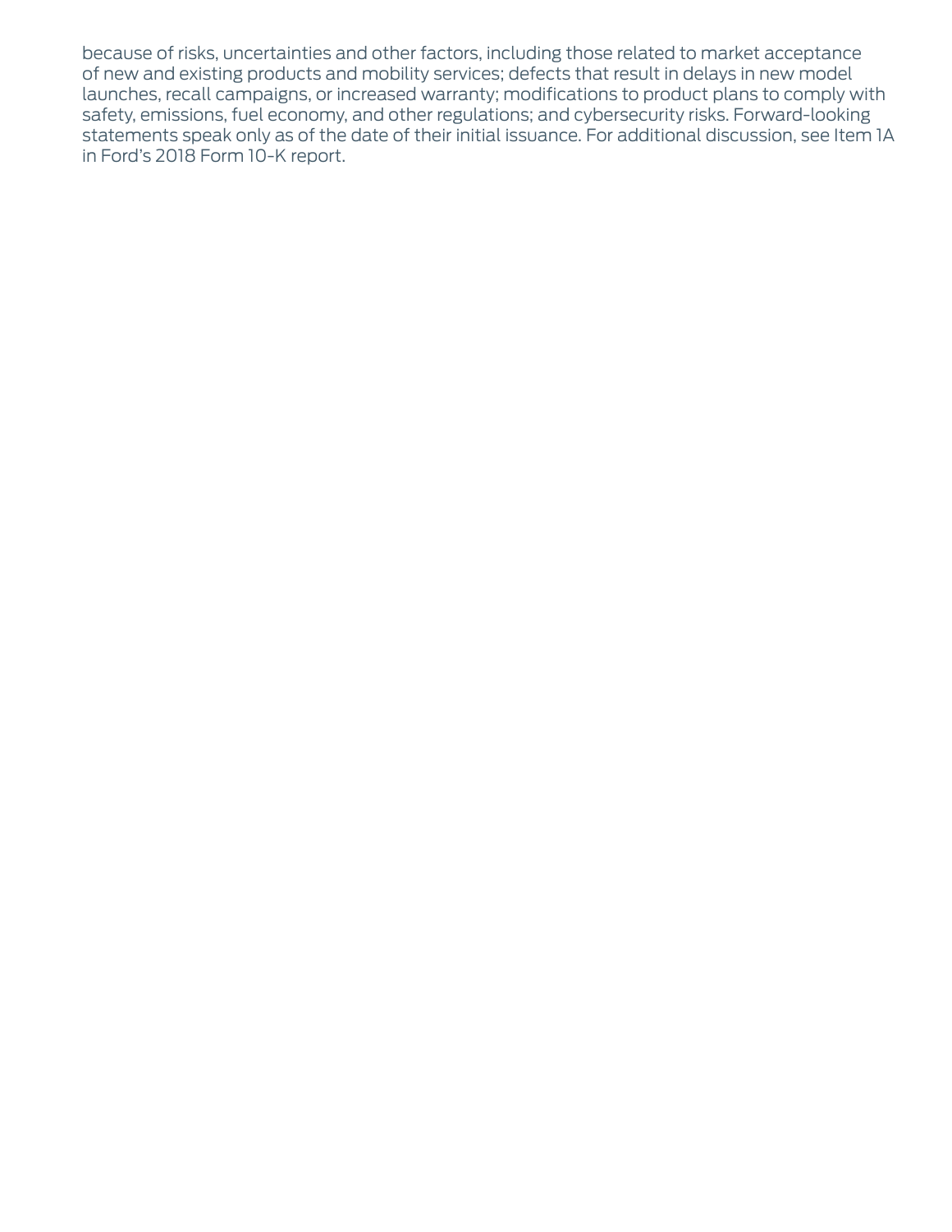because of risks, uncertainties and other factors, including those related to market acceptance of new and existing products and mobility services; defects that result in delays in new model launches, recall campaigns, or increased warranty; modifications to product plans to comply with safety, emissions, fuel economy, and other regulations; and cybersecurity risks. Forward-looking statements speak only as of the date of their initial issuance. For additional discussion, see Item 1A in Ford's 2018 Form 10-K report.